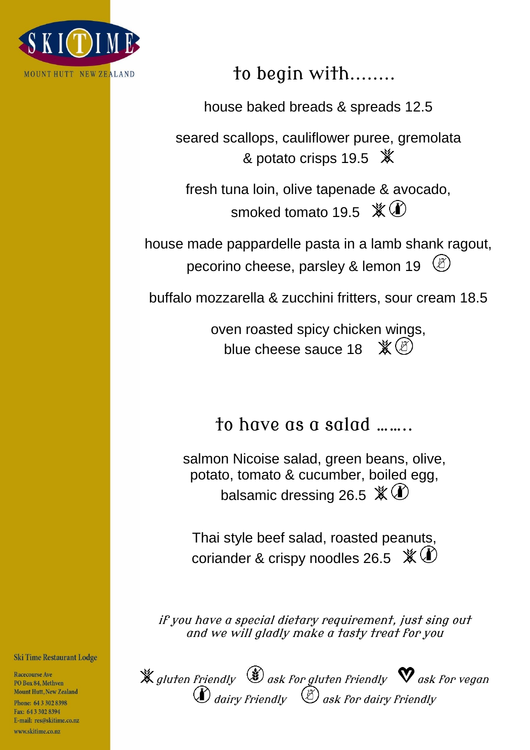SKI TIME
MOUNT HUTT NEW ZEALAND

## to begin with........

house baked breads & spreads 12.5

seared scallops, cauliflower puree, gremolata & potato crisps 19.5 (gluten friendly)

fresh tuna loin, olive tapenade & avocado, smoked tomato 19.5 (gluten friendly) (dairy friendly)

house made pappardelle pasta in a lamb shank ragout, pecorino cheese, parsley & lemon 19 (ask for dairy friendly)

buffalo mozzarella & zucchini fritters, sour cream 18.5

oven roasted spicy chicken wings, blue cheese sauce 18 (gluten friendly) (ask for dairy friendly)

## to have as a salad ........

salmon Nicoise salad, green beans, olive, potato, tomato & cucumber, boiled egg, balsamic dressing 26.5 (gluten friendly) (dairy friendly)

Thai style beef salad, roasted peanuts, coriander & crispy noodles 26.5 (gluten friendly) (dairy friendly)

*if you have a special dietary requirement, just sing out and we will gladly make a tasty treat for you*

*gluten friendly* · *ask for gluten friendly* · *ask for vegan* · *dairy friendly* · *ask for dairy friendly*

**Ski Time Restaurant Lodge**

Racecourse Ave
PO Box 84, Methven
Mount Hutt, New Zealand
Phone: 64 3 302 8398
Fax: 64 3 302 8394
E-mail: res@skitime.co.nz
www.skitime.co.nz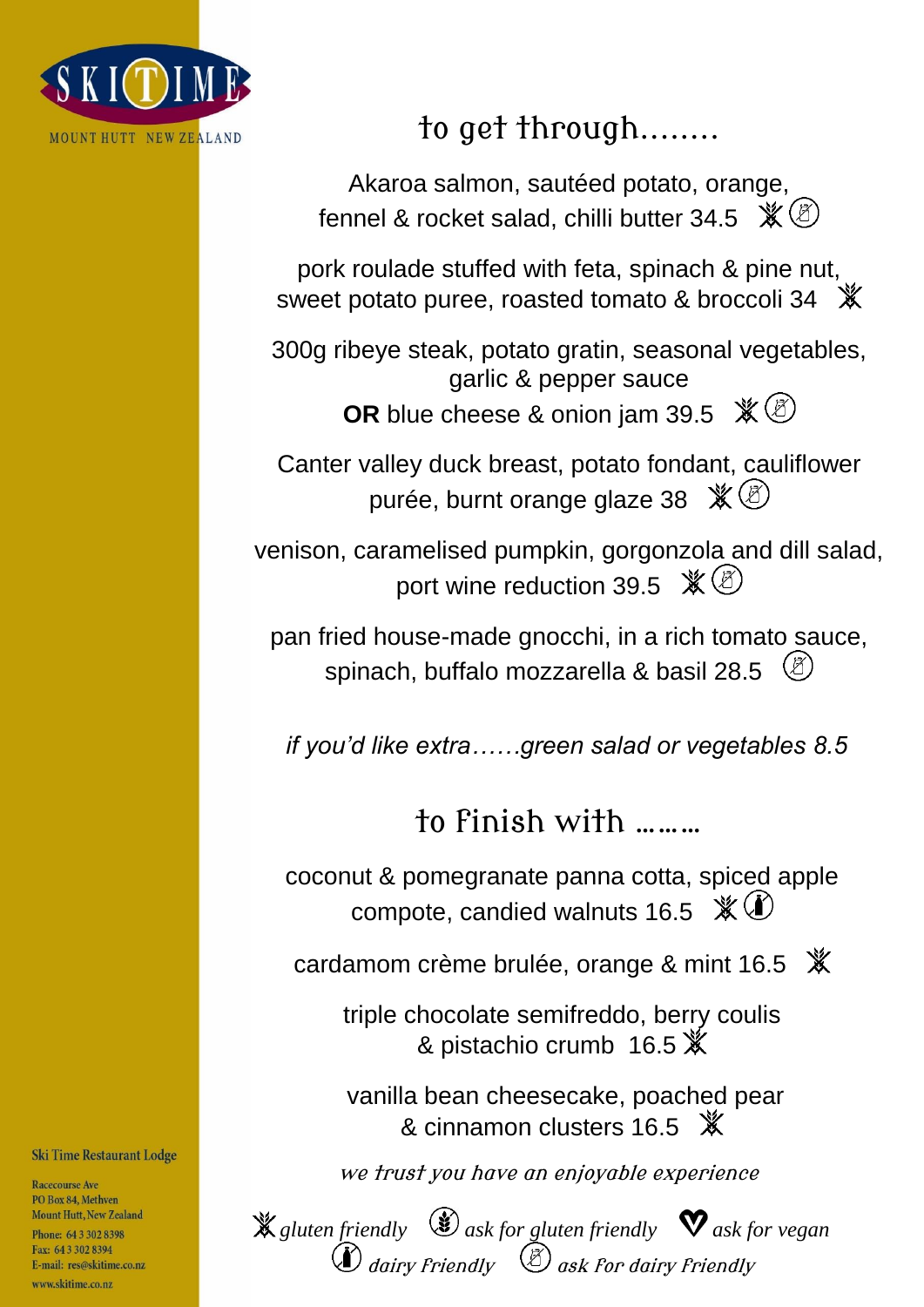SKITIME

MOUNT HUTT NEW ZEALAND

## to get through........

Akaroa salmon, sautéed potato, orange, fennel & rocket salad, chilli butter 34.5

pork roulade stuffed with feta, spinach & pine nut, sweet potato puree, roasted tomato & broccoli 34

300g ribeye steak, potato gratin, seasonal vegetables, garlic & pepper sauce
**OR** blue cheese & onion jam 39.5

Canter valley duck breast, potato fondant, cauliflower purée, burnt orange glaze 38

venison, caramelised pumpkin, gorgonzola and dill salad, port wine reduction 39.5

pan fried house-made gnocchi, in a rich tomato sauce, spinach, buffalo mozzarella & basil 28.5

*if you'd like extra……green salad or vegetables 8.5*

## to finish with ………

coconut & pomegranate panna cotta, spiced apple compote, candied walnuts 16.5

cardamom crème brulée, orange & mint 16.5

triple chocolate semifreddo, berry coulis & pistachio crumb 16.5

vanilla bean cheesecake, poached pear & cinnamon clusters 16.5

*we trust you have an enjoyable experience*

*gluten friendly* *ask for gluten friendly* *ask for vegan*
*dairy Friendly* *ask For dairy Friendly*

Ski Time Restaurant Lodge

Racecourse Ave
PO Box 84, Methven
Mount Hutt, New Zealand
Phone: 64 3 302 8398
Fax: 64 3 302 8394
E-mail: res@skitime.co.nz
www.skitime.co.nz